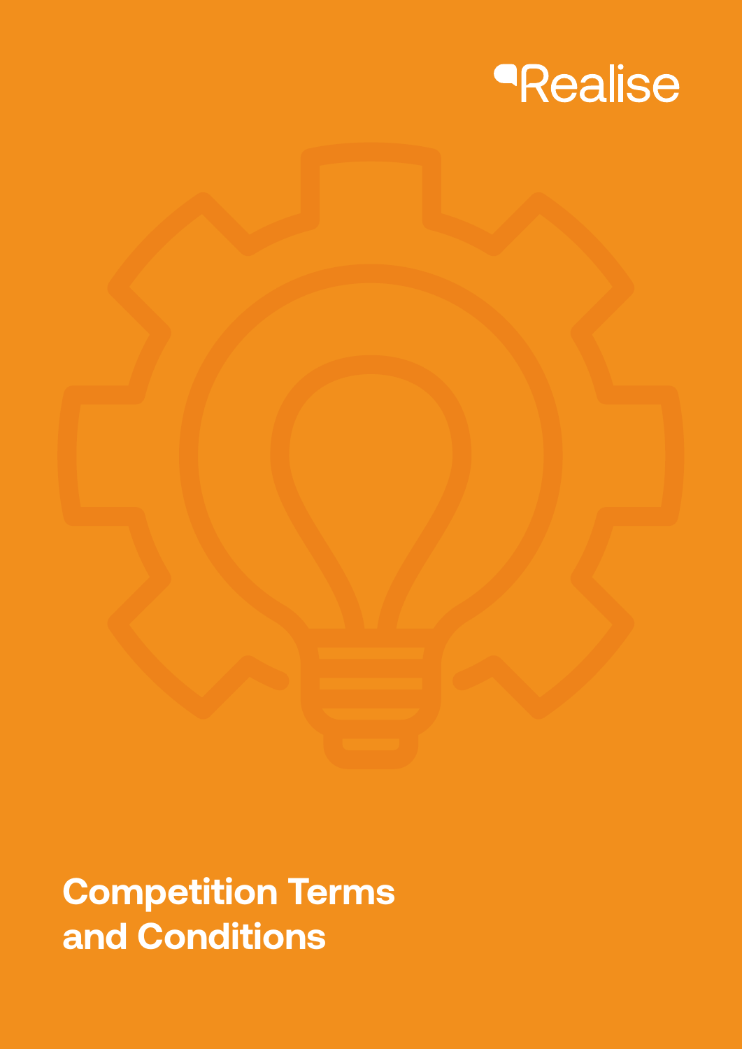Realise

# Competition Terms and Conditions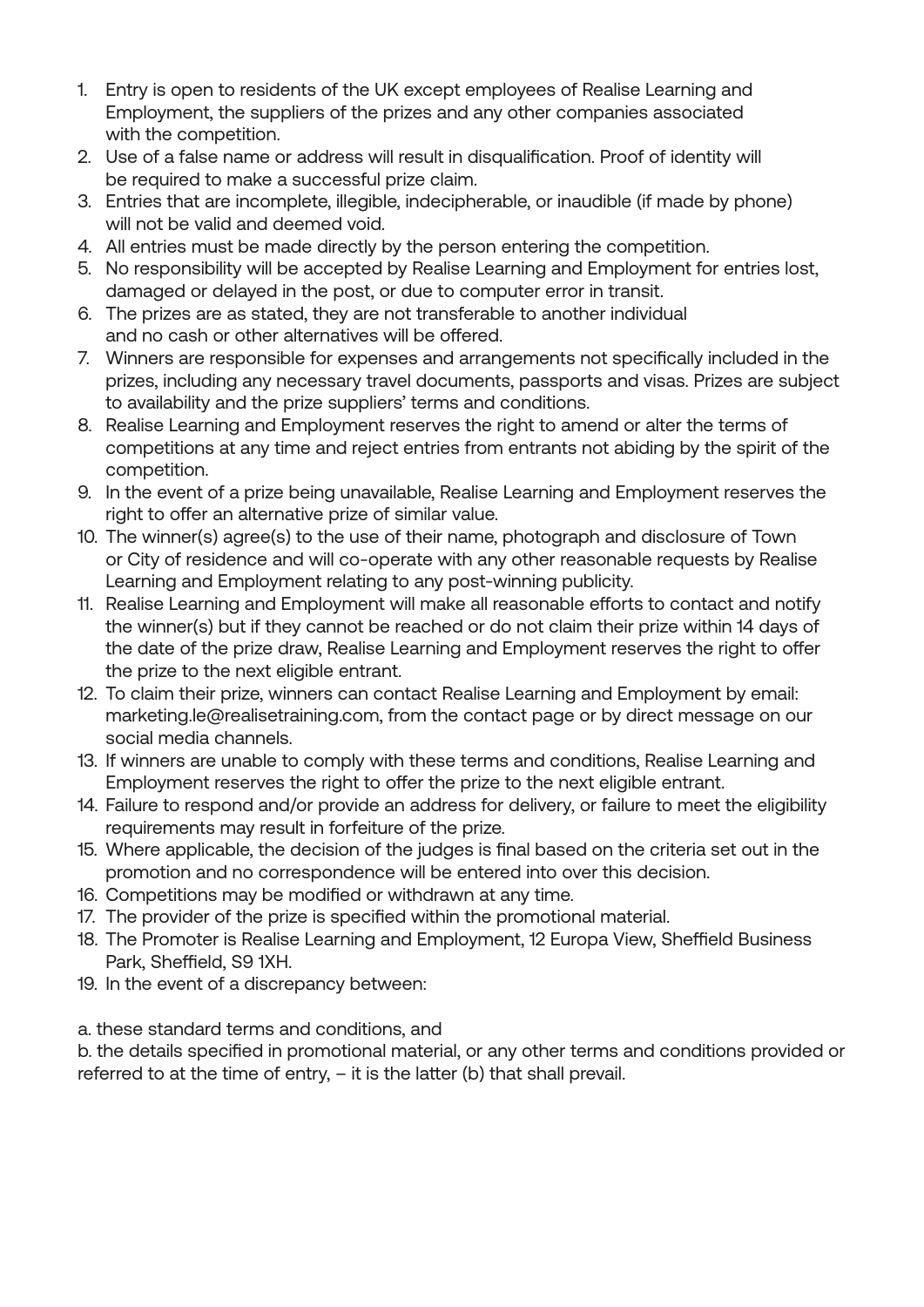1. Entry is open to residents of the UK except employees of Realise Learning and Employment, the suppliers of the prizes and any other companies associated with the competition.
2. Use of a false name or address will result in disqualification. Proof of identity will be required to make a successful prize claim.
3. Entries that are incomplete, illegible, indecipherable, or inaudible (if made by phone) will not be valid and deemed void.
4. All entries must be made directly by the person entering the competition.
5. No responsibility will be accepted by Realise Learning and Employment for entries lost, damaged or delayed in the post, or due to computer error in transit.
6. The prizes are as stated, they are not transferable to another individual and no cash or other alternatives will be offered.
7. Winners are responsible for expenses and arrangements not specifically included in the prizes, including any necessary travel documents, passports and visas. Prizes are subject to availability and the prize suppliers' terms and conditions.
8. Realise Learning and Employment reserves the right to amend or alter the terms of competitions at any time and reject entries from entrants not abiding by the spirit of the competition.
9. In the event of a prize being unavailable, Realise Learning and Employment reserves the right to offer an alternative prize of similar value.
10. The winner(s) agree(s) to the use of their name, photograph and disclosure of Town or City of residence and will co-operate with any other reasonable requests by Realise Learning and Employment relating to any post-winning publicity.
11. Realise Learning and Employment will make all reasonable efforts to contact and notify the winner(s) but if they cannot be reached or do not claim their prize within 14 days of the date of the prize draw, Realise Learning and Employment reserves the right to offer the prize to the next eligible entrant.
12. To claim their prize, winners can contact Realise Learning and Employment by email: marketing.le@realisetraining.com, from the contact page or by direct message on our social media channels.
13. If winners are unable to comply with these terms and conditions, Realise Learning and Employment reserves the right to offer the prize to the next eligible entrant.
14. Failure to respond and/or provide an address for delivery, or failure to meet the eligibility requirements may result in forfeiture of the prize.
15. Where applicable, the decision of the judges is final based on the criteria set out in the promotion and no correspondence will be entered into over this decision.
16. Competitions may be modified or withdrawn at any time.
17. The provider of the prize is specified within the promotional material.
18. The Promoter is Realise Learning and Employment, 12 Europa View, Sheffield Business Park, Sheffield, S9 1XH.
19. In the event of a discrepancy between:

a. these standard terms and conditions, and

b. the details specified in promotional material, or any other terms and conditions provided or referred to at the time of entry, – it is the latter (b) that shall prevail.